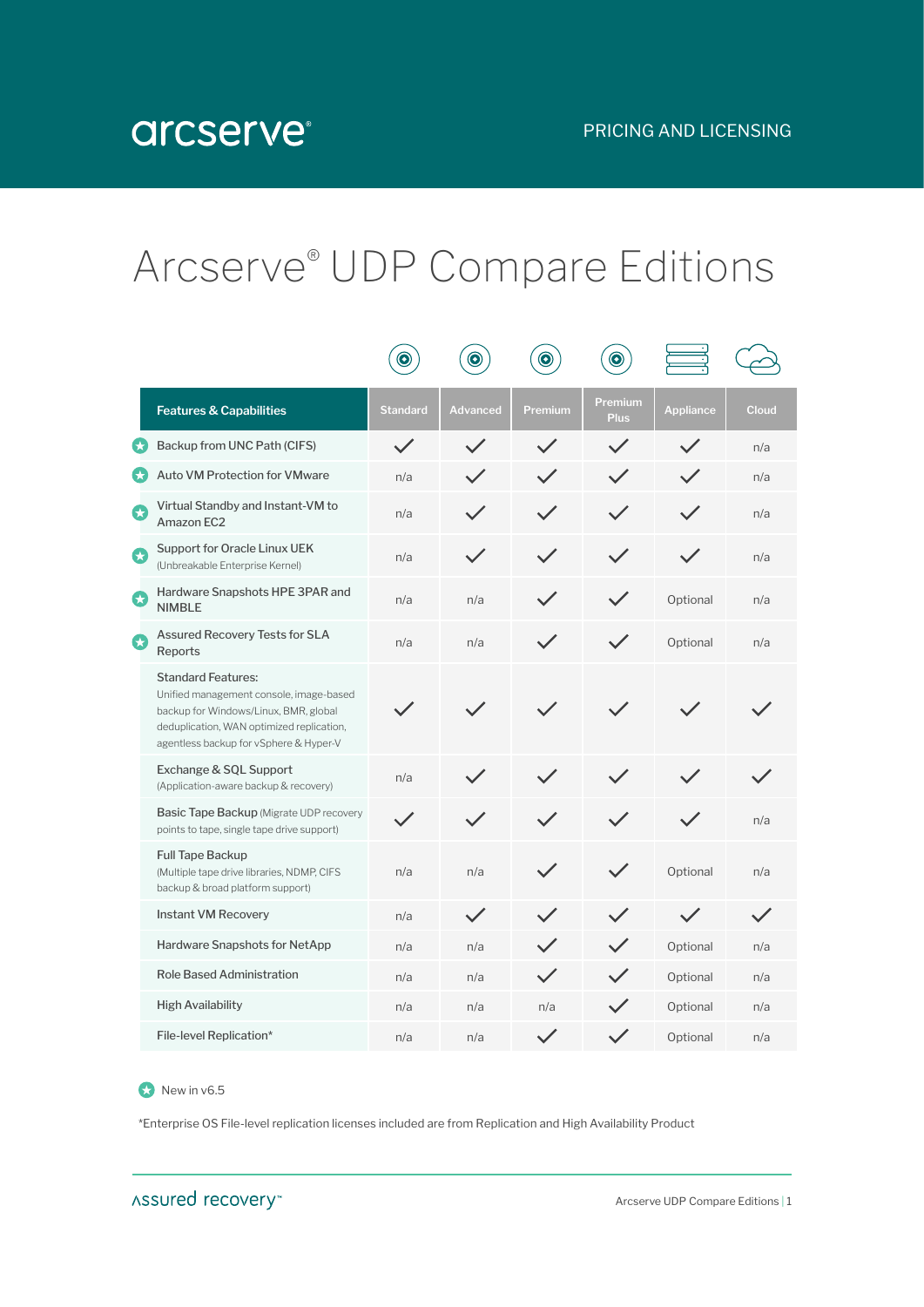arcserve®

PRICING AND LICENSING

# Arcserve® UDP Compare Editions

| Features & Capabilities | Standard | Advanced | Premium | Premium Plus | Appliance | Cloud |
|---|---|---|---|---|---|---|
| ★ Backup from UNC Path (CIFS) | ✓ | ✓ | ✓ | ✓ | ✓ | n/a |
| ★ Auto VM Protection for VMware | n/a | ✓ | ✓ | ✓ | ✓ | n/a |
| ★ Virtual Standby and Instant-VM to Amazon EC2 | n/a | ✓ | ✓ | ✓ | ✓ | n/a |
| ★ Support for Oracle Linux UEK (Unbreakable Enterprise Kernel) | n/a | ✓ | ✓ | ✓ | ✓ | n/a |
| ★ Hardware Snapshots HPE 3PAR and NIMBLE | n/a | n/a | ✓ | ✓ | Optional | n/a |
| ★ Assured Recovery Tests for SLA Reports | n/a | n/a | ✓ | ✓ | Optional | n/a |
| Standard Features: Unified management console, image-based backup for Windows/Linux, BMR, global deduplication, WAN optimized replication, agentless backup for vSphere & Hyper-V | ✓ | ✓ | ✓ | ✓ | ✓ | ✓ |
| Exchange & SQL Support (Application-aware backup & recovery) | n/a | ✓ | ✓ | ✓ | ✓ | ✓ |
| Basic Tape Backup (Migrate UDP recovery points to tape, single tape drive support) | ✓ | ✓ | ✓ | ✓ | ✓ | n/a |
| Full Tape Backup (Multiple tape drive libraries, NDMP, CIFS backup & broad platform support) | n/a | n/a | ✓ | ✓ | Optional | n/a |
| Instant VM Recovery | n/a | ✓ | ✓ | ✓ | ✓ | ✓ |
| Hardware Snapshots for NetApp | n/a | n/a | ✓ | ✓ | Optional | n/a |
| Role Based Administration | n/a | n/a | ✓ | ✓ | Optional | n/a |
| High Availability | n/a | n/a | n/a | ✓ | Optional | n/a |
| File-level Replication* | n/a | n/a | ✓ | ✓ | Optional | n/a |

★ New in v6.5

*Enterprise OS File-level replication licenses included are from Replication and High Availability Product

assured recovery™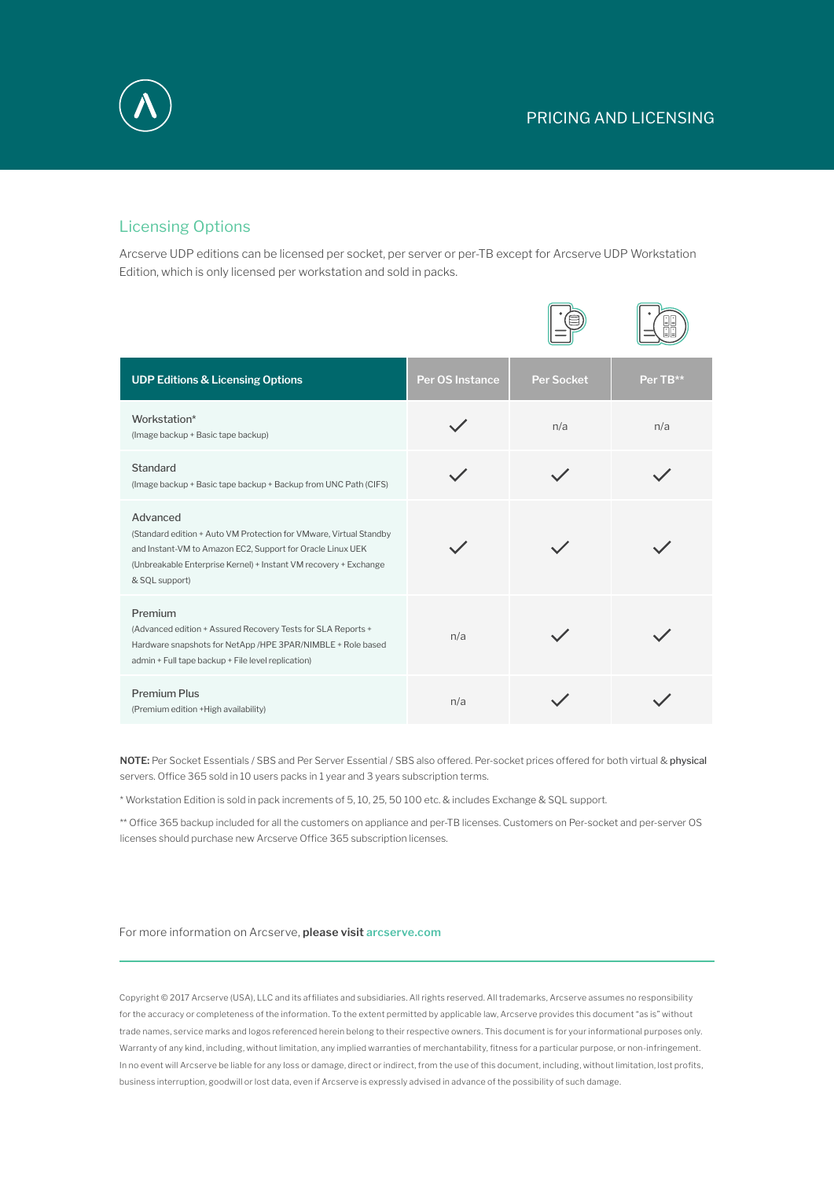PRICING AND LICENSING

## Licensing Options

Arcserve UDP editions can be licensed per socket, per server or per-TB except for Arcserve UDP Workstation Edition, which is only licensed per workstation and sold in packs.

| UDP Editions & Licensing Options | Per OS Instance | Per Socket | Per TB** |
|---|---|---|---|
| Workstation* (Image backup + Basic tape backup) | ✓ | n/a | n/a |
| Standard (Image backup + Basic tape backup + Backup from UNC Path (CIFS) | ✓ | ✓ | ✓ |
| Advanced (Standard edition + Auto VM Protection for VMware, Virtual Standby and Instant-VM to Amazon EC2, Support for Oracle Linux UEK (Unbreakable Enterprise Kernel) + Instant VM recovery + Exchange & SQL support) | ✓ | ✓ | ✓ |
| Premium (Advanced edition + Assured Recovery Tests for SLA Reports + Hardware snapshots for NetApp /HPE 3PAR/NIMBLE + Role based admin + Full tape backup + File level replication) | n/a | ✓ | ✓ |
| Premium Plus (Premium edition +High availability) | n/a | ✓ | ✓ |

**NOTE:** Per Socket Essentials / SBS and Per Server Essential / SBS also offered. Per-socket prices offered for both virtual & physical servers. Office 365 sold in 10 users packs in 1 year and 3 years subscription terms.

* Workstation Edition is sold in pack increments of 5, 10, 25, 50 100 etc. & includes Exchange & SQL support.

** Office 365 backup included for all the customers on appliance and per-TB licenses. Customers on Per-socket and per-server OS licenses should purchase new Arcserve Office 365 subscription licenses.

For more information on Arcserve, **please visit arcserve.com**

Copyright © 2017 Arcserve (USA), LLC and its affiliates and subsidiaries. All rights reserved. All trademarks, Arcserve assumes no responsibility for the accuracy or completeness of the information. To the extent permitted by applicable law, Arcserve provides this document "as is" without trade names, service marks and logos referenced herein belong to their respective owners. This document is for your informational purposes only. Warranty of any kind, including, without limitation, any implied warranties of merchantability, fitness for a particular purpose, or non-infringement. In no event will Arcserve be liable for any loss or damage, direct or indirect, from the use of this document, including, without limitation, lost profits, business interruption, goodwill or lost data, even if Arcserve is expressly advised in advance of the possibility of such damage.